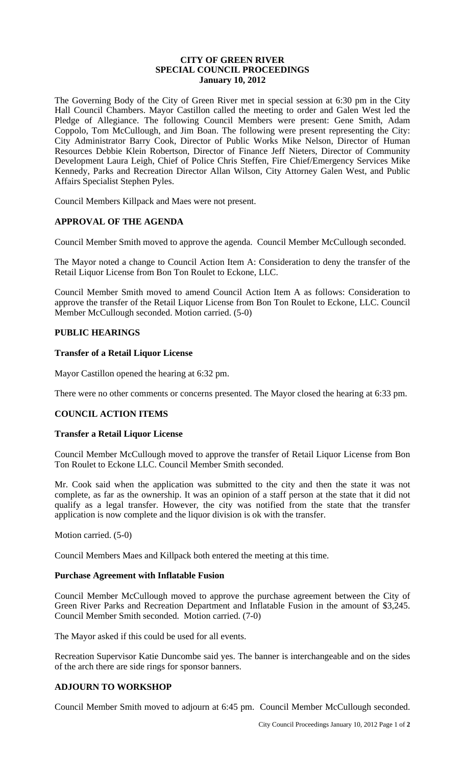**CITY OF GREEN RIVER**
**SPECIAL COUNCIL PROCEEDINGS**
**January 10, 2012**

The Governing Body of the City of Green River met in special session at 6:30 pm in the City Hall Council Chambers. Mayor Castillon called the meeting to order and Galen West led the Pledge of Allegiance. The following Council Members were present: Gene Smith, Adam Coppolo, Tom McCullough, and Jim Boan. The following were present representing the City: City Administrator Barry Cook, Director of Public Works Mike Nelson, Director of Human Resources Debbie Klein Robertson, Director of Finance Jeff Nieters, Director of Community Development Laura Leigh, Chief of Police Chris Steffen, Fire Chief/Emergency Services Mike Kennedy, Parks and Recreation Director Allan Wilson, City Attorney Galen West, and Public Affairs Specialist Stephen Pyles.

Council Members Killpack and Maes were not present.

## APPROVAL OF THE AGENDA

Council Member Smith moved to approve the agenda. Council Member McCullough seconded.

The Mayor noted a change to Council Action Item A: Consideration to deny the transfer of the Retail Liquor License from Bon Ton Roulet to Eckone, LLC.

Council Member Smith moved to amend Council Action Item A as follows: Consideration to approve the transfer of the Retail Liquor License from Bon Ton Roulet to Eckone, LLC. Council Member McCullough seconded. Motion carried. (5-0)

## PUBLIC HEARINGS

### Transfer of a Retail Liquor License

Mayor Castillon opened the hearing at 6:32 pm.

There were no other comments or concerns presented. The Mayor closed the hearing at 6:33 pm.

## COUNCIL ACTION ITEMS

### Transfer a Retail Liquor License

Council Member McCullough moved to approve the transfer of Retail Liquor License from Bon Ton Roulet to Eckone LLC. Council Member Smith seconded.

Mr. Cook said when the application was submitted to the city and then the state it was not complete, as far as the ownership. It was an opinion of a staff person at the state that it did not qualify as a legal transfer. However, the city was notified from the state that the transfer application is now complete and the liquor division is ok with the transfer.

Motion carried. (5-0)

Council Members Maes and Killpack both entered the meeting at this time.

### Purchase Agreement with Inflatable Fusion

Council Member McCullough moved to approve the purchase agreement between the City of Green River Parks and Recreation Department and Inflatable Fusion in the amount of $3,245. Council Member Smith seconded. Motion carried. (7-0)

The Mayor asked if this could be used for all events.

Recreation Supervisor Katie Duncombe said yes. The banner is interchangeable and on the sides of the arch there are side rings for sponsor banners.

## ADJOURN TO WORKSHOP

Council Member Smith moved to adjourn at 6:45 pm. Council Member McCullough seconded.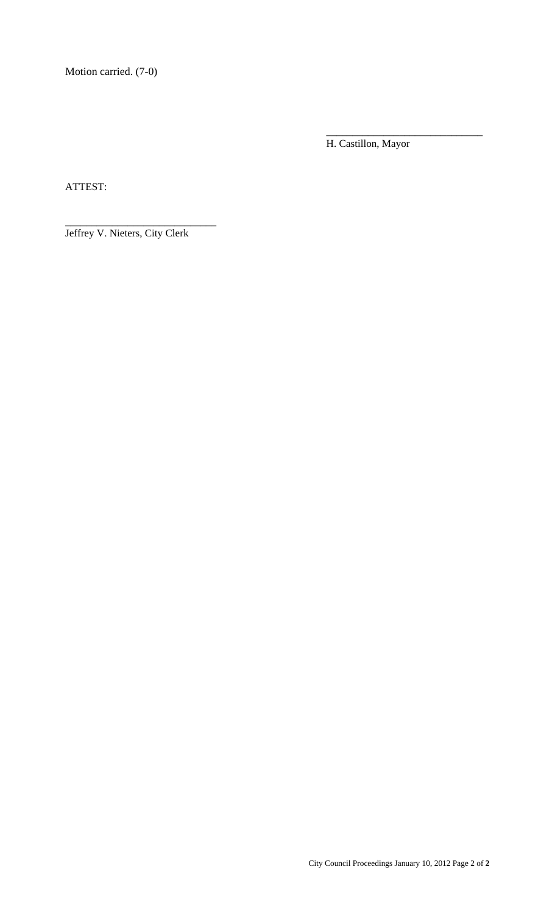Motion carried. (7-0)

\_\_\_\_\_\_\_\_\_\_\_\_\_\_\_\_\_\_\_\_\_\_\_\_\_\_\_\_\_\_
H. Castillon, Mayor

ATTEST:

\_\_\_\_\_\_\_\_\_\_\_\_\_\_\_\_\_\_\_\_\_\_\_\_\_\_\_\_\_\_
Jeffrey V. Nieters, City Clerk